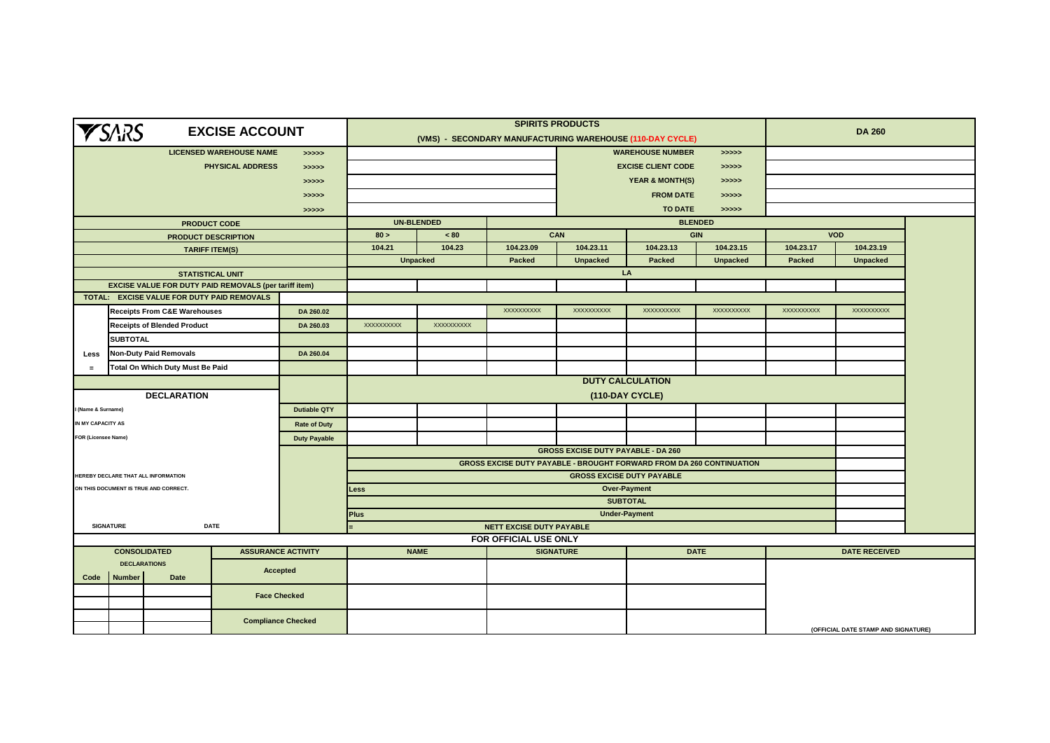# SARS EXCISE ACCOUNT

**SPIRITS PRODUCTS**

**(VMS) - SECONDARY MANUFACTURING WAREHOUSE (110-DAY CYCLE)**

**DA 260**

| | | | |
|---|---|---|---|
| LICENSED WAREHOUSE NAME >>>>> | | WAREHOUSE NUMBER >>>>> | |
| PHYSICAL ADDRESS >>>>> | | EXCISE CLIENT CODE >>>>> | |
| >>>>> | | YEAR & MONTH(S) >>>>> | |
| >>>>> | | FROM DATE >>>>> | |
| >>>>> | | TO DATE >>>>> | |

| | | UN-BLENDED | | BLENDED | | | | | |
|---|---|---|---|---|---|---|---|---|---|
| PRODUCT CODE | | | | | | | | | |
| PRODUCT DESCRIPTION | | 80 > | < 80 | CAN | | GIN | | VOD | |
| TARIFF ITEM(S) | | 104.21 | 104.23 | 104.23.09 | 104.23.11 | 104.23.13 | 104.23.15 | 104.23.17 | 104.23.19 |
| | | Unpacked | | Packed | Unpacked | Packed | Unpacked | Packed | Unpacked |
| STATISTICAL UNIT | | LA | | | | | | | |
| EXCISE VALUE FOR DUTY PAID REMOVALS (per tariff item) | | | | | | | | | |
| TOTAL: EXCISE VALUE FOR DUTY PAID REMOVALS | | | | | | | | | |
| Receipts From C&E Warehouses | DA 260.02 | | | XXXXXXXXXX | XXXXXXXXXX | XXXXXXXXXX | XXXXXXXXXX | XXXXXXXXXX | XXXXXXXXXX |
| Receipts of Blended Product | DA 260.03 | XXXXXXXXXX | XXXXXXXXXX | | | | | | |
| SUBTOTAL | | | | | | | | | |
| Less Non-Duty Paid Removals | DA 260.04 | | | | | | | | |
| = Total On Which Duty Must Be Paid | | | | | | | | | |

## DECLARATION

I (Name & Surname)

IN MY CAPACITY AS

FOR (Licensee Name)

HEREBY DECLARE THAT ALL INFORMATION ON THIS DOCUMENT IS TRUE AND CORRECT.

SIGNATURE DATE

**DUTY CALCULATION (110-DAY CYCLE)**

| | | | | | | | | |
|---|---|---|---|---|---|---|---|---|
| Dutiable QTY | | | | | | | | |
| Rate of Duty | | | | | | | | |
| Duty Payable | | | | | | | | |

| | | |
|---|---|---|
| | GROSS EXCISE DUTY PAYABLE - DA 260 | |
| | GROSS EXCISE DUTY PAYABLE - BROUGHT FORWARD FROM DA 260 CONTINUATION | |
| | GROSS EXCISE DUTY PAYABLE | |
| Less | Over-Payment | |
| | SUBTOTAL | |
| Plus | Under-Payment | |
| = | NETT EXCISE DUTY PAYABLE | |

**FOR OFFICIAL USE ONLY**

| CONSOLIDATED DECLARATIONS | | | ASSURANCE ACTIVITY | NAME | SIGNATURE | DATE | DATE RECEIVED |
|---|---|---|---|---|---|---|---|
| Code | Number | Date | Accepted | | | | |
| | | | Face Checked | | | | |
| | | | | | | | |
| | | | Compliance Checked | | | | |
| | | | | | | | (OFFICIAL DATE STAMP AND SIGNATURE) |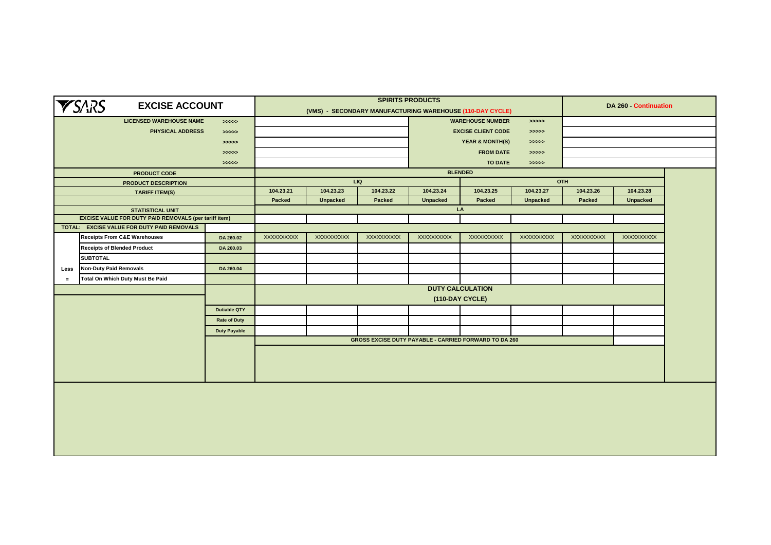| SARS EXCISE ACCOUNT | | | SPIRITS PRODUCTS (VMS) - SECONDARY MANUFACTURING WAREHOUSE (110-DAY CYCLE) | | | | | | | | DA 260 - Continuation |
|---|---|---|---|---|---|---|---|---|---|---|---|
| LICENSED WAREHOUSE NAME | | >>>>> | | | | | WAREHOUSE NUMBER | >>>>> | | | |
| PHYSICAL ADDRESS | | >>>>> | | | | | EXCISE CLIENT CODE | >>>>> | | | |
| | | >>>>> | | | | | YEAR & MONTH(S) | >>>>> | | | |
| | | >>>>> | | | | | FROM DATE | >>>>> | | | |
| | | >>>>> | | | | | TO DATE | >>>>> | | | |
| PRODUCT CODE | | | BLENDED | | | | | | | | |
| PRODUCT DESCRIPTION | | | LIQ | | | | OTH | | | | |
| TARIFF ITEM(S) | | | 104.23.21 | 104.23.23 | 104.23.22 | 104.23.24 | 104.23.25 | 104.23.27 | 104.23.26 | 104.23.28 | |
| | | | Packed | Unpacked | Packed | Unpacked | Packed | Unpacked | Packed | Unpacked | |
| STATISTICAL UNIT | | | LA | | | | | | | | |
| EXCISE VALUE FOR DUTY PAID REMOVALS (per tariff item) | | | | | | | | | | | |
| TOTAL: EXCISE VALUE FOR DUTY PAID REMOVALS | | | | | | | | | | | |
| | Receipts From C&E Warehouses | DA 260.02 | XXXXXXXXXX | XXXXXXXXXX | XXXXXXXXXX | XXXXXXXXXX | XXXXXXXXXX | XXXXXXXXXX | XXXXXXXXXX | XXXXXXXXXX | |
| | Receipts of Blended Product | DA 260.03 | | | | | | | | | |
| | SUBTOTAL | | | | | | | | | | |
| Less | Non-Duty Paid Removals | DA 260.04 | | | | | | | | | |
| = | Total On Which Duty Must Be Paid | | | | | | | | | | |
| | | | DUTY CALCULATION (110-DAY CYCLE) | | | | | | | | |
| | | Dutiable QTY | | | | | | | | | |
| | | Rate of Duty | | | | | | | | | |
| | | Duty Payable | | | | | | | | | |
| | | | GROSS EXCISE DUTY PAYABLE - CARRIED FORWARD TO DA 260 | | | | | | | | |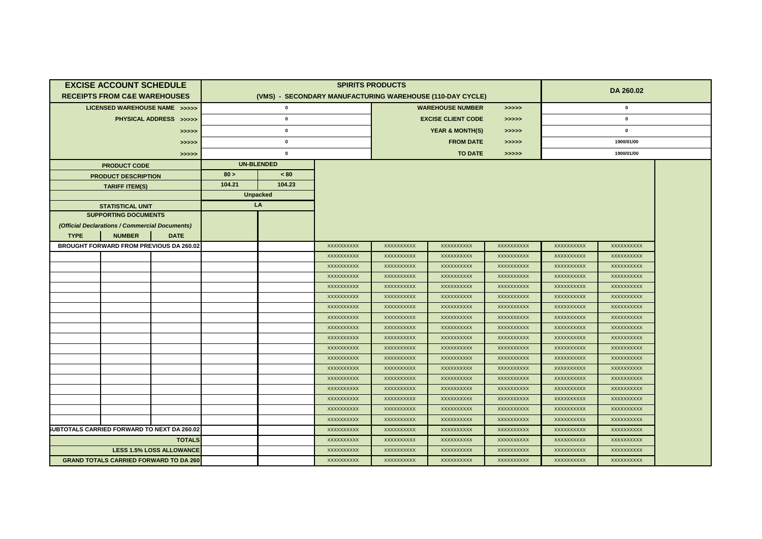| EXCISE ACCOUNT SCHEDULE | | | SPIRITS PRODUCTS | | | | | | | | DA 260.02 | | |
|---|---|---|---|---|---|---|---|---|---|---|---|---|---|
| RECEIPTS FROM C&E WAREHOUSES | | | (VMS) - SECONDARY MANUFACTURING WAREHOUSE (110-DAY CYCLE) | | | | | | | | | | |
| LICENSED WAREHOUSE NAME >>>>> | | | 0 | | | | WAREHOUSE NUMBER | >>>>> | 0 | | | | |
| PHYSICAL ADDRESS >>>>> | | | 0 | | | | EXCISE CLIENT CODE | >>>>> | 0 | | | | |
| >>>>> | | | 0 | | | | YEAR & MONTH(S) | >>>>> | 0 | | | | |
| >>>>> | | | 0 | | | | FROM DATE | >>>>> | 1900/01/00 | | | | |
| >>>>> | | | 0 | | | | TO DATE | >>>>> | 1900/01/00 | | | | |
| PRODUCT CODE | | | UN-BLENDED | | | | | | | | | | |
| PRODUCT DESCRIPTION | | | 80 > | < 80 | | | | | | | | | |
| TARIFF ITEM(S) | | | 104.21 | 104.23 | | | | | | | | | |
| | | | Unpacked | | | | | | | | | | |
| STATISTICAL UNIT | | | LA | | | | | | | | | | |
| SUPPORTING DOCUMENTS | | | | | | | | | | | | | |
| (Official Declarations / Commercial Documents) | | | | | | | | | | | | | |
| TYPE | NUMBER | DATE | | | | | | | | | | | |
| BROUGHT FORWARD FROM PREVIOUS DA 260.02 | | | | | XXXXXXXXXX | XXXXXXXXXX | XXXXXXXXXX | XXXXXXXXXX | XXXXXXXXXX | XXXXXXXXXX | | | |
| | | | | | XXXXXXXXXX | XXXXXXXXXX | XXXXXXXXXX | XXXXXXXXXX | XXXXXXXXXX | XXXXXXXXXX | | | |
| | | | | | XXXXXXXXXX | XXXXXXXXXX | XXXXXXXXXX | XXXXXXXXXX | XXXXXXXXXX | XXXXXXXXXX | | | |
| | | | | | XXXXXXXXXX | XXXXXXXXXX | XXXXXXXXXX | XXXXXXXXXX | XXXXXXXXXX | XXXXXXXXXX | | | |
| | | | | | XXXXXXXXXX | XXXXXXXXXX | XXXXXXXXXX | XXXXXXXXXX | XXXXXXXXXX | XXXXXXXXXX | | | |
| | | | | | XXXXXXXXXX | XXXXXXXXXX | XXXXXXXXXX | XXXXXXXXXX | XXXXXXXXXX | XXXXXXXXXX | | | |
| | | | | | XXXXXXXXXX | XXXXXXXXXX | XXXXXXXXXX | XXXXXXXXXX | XXXXXXXXXX | XXXXXXXXXX | | | |
| | | | | | XXXXXXXXXX | XXXXXXXXXX | XXXXXXXXXX | XXXXXXXXXX | XXXXXXXXXX | XXXXXXXXXX | | | |
| | | | | | XXXXXXXXXX | XXXXXXXXXX | XXXXXXXXXX | XXXXXXXXXX | XXXXXXXXXX | XXXXXXXXXX | | | |
| | | | | | XXXXXXXXXX | XXXXXXXXXX | XXXXXXXXXX | XXXXXXXXXX | XXXXXXXXXX | XXXXXXXXXX | | | |
| | | | | | XXXXXXXXXX | XXXXXXXXXX | XXXXXXXXXX | XXXXXXXXXX | XXXXXXXXXX | XXXXXXXXXX | | | |
| | | | | | XXXXXXXXXX | XXXXXXXXXX | XXXXXXXXXX | XXXXXXXXXX | XXXXXXXXXX | XXXXXXXXXX | | | |
| | | | | | XXXXXXXXXX | XXXXXXXXXX | XXXXXXXXXX | XXXXXXXXXX | XXXXXXXXXX | XXXXXXXXXX | | | |
| | | | | | XXXXXXXXXX | XXXXXXXXXX | XXXXXXXXXX | XXXXXXXXXX | XXXXXXXXXX | XXXXXXXXXX | | | |
| | | | | | XXXXXXXXXX | XXXXXXXXXX | XXXXXXXXXX | XXXXXXXXXX | XXXXXXXXXX | XXXXXXXXXX | | | |
| | | | | | XXXXXXXXXX | XXXXXXXXXX | XXXXXXXXXX | XXXXXXXXXX | XXXXXXXXXX | XXXXXXXXXX | | | |
| | | | | | XXXXXXXXXX | XXXXXXXXXX | XXXXXXXXXX | XXXXXXXXXX | XXXXXXXXXX | XXXXXXXXXX | | | |
| | | | | | XXXXXXXXXX | XXXXXXXXXX | XXXXXXXXXX | XXXXXXXXXX | XXXXXXXXXX | XXXXXXXXXX | | | |
| SUBTOTALS CARRIED FORWARD TO NEXT DA 260.02 | | | | | XXXXXXXXXX | XXXXXXXXXX | XXXXXXXXXX | XXXXXXXXXX | XXXXXXXXXX | XXXXXXXXXX | | | |
| TOTALS | | | | | XXXXXXXXXX | XXXXXXXXXX | XXXXXXXXXX | XXXXXXXXXX | XXXXXXXXXX | XXXXXXXXXX | | | |
| LESS 1.5% LOSS ALLOWANCE | | | | | XXXXXXXXXX | XXXXXXXXXX | XXXXXXXXXX | XXXXXXXXXX | XXXXXXXXXX | XXXXXXXXXX | | | |
| GRAND TOTALS CARRIED FORWARD TO DA 260 | | | | | XXXXXXXXXX | XXXXXXXXXX | XXXXXXXXXX | XXXXXXXXXX | XXXXXXXXXX | XXXXXXXXXX | | | |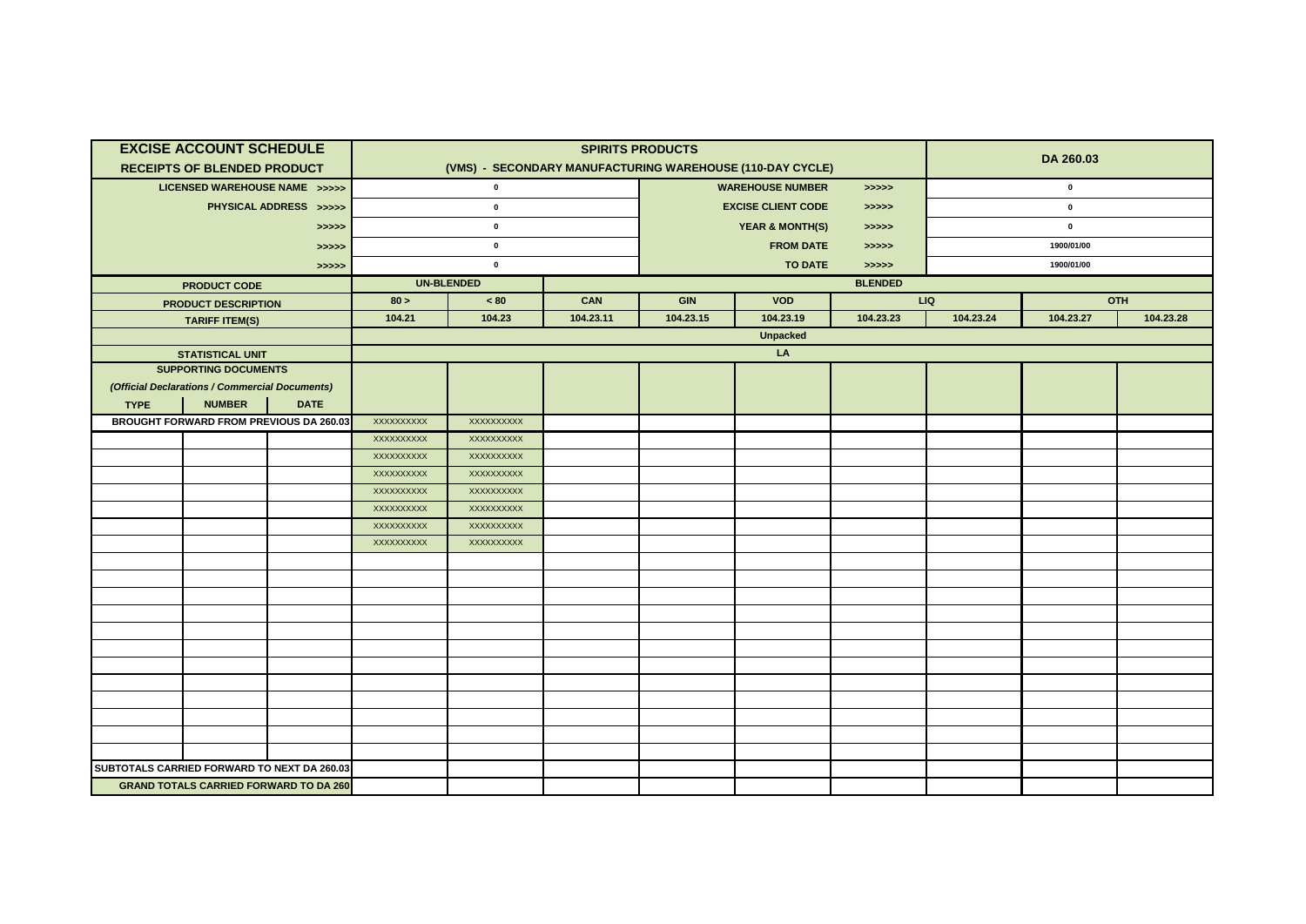| EXCISE ACCOUNT SCHEDULE<br>RECEIPTS OF BLENDED PRODUCT | | | SPIRITS PRODUCTS<br>(VMS) - SECONDARY MANUFACTURING WAREHOUSE (110-DAY CYCLE) | | | | | | | DA 260.03 | |
|---|---|---|---|---|---|---|---|---|---|---|---|
| LICENSED WAREHOUSE NAME >>>>> | | | 0 | | | WAREHOUSE NUMBER | | >>>>> | 0 | | |
| PHYSICAL ADDRESS >>>>> | | | 0 | | | EXCISE CLIENT CODE | | >>>>> | 0 | | |
| >>>>> | | | 0 | | | YEAR & MONTH(S) | | >>>>> | 0 | | |
| >>>>> | | | 0 | | | FROM DATE | | >>>>> | 1900/01/00 | | |
| >>>>> | | | 0 | | | TO DATE | | >>>>> | 1900/01/00 | | |
| PRODUCT CODE | | | UN-BLENDED | | BLENDED | | | | | | |
| PRODUCT DESCRIPTION | | | 80 > | < 80 | CAN | GIN | VOD | LIQ | | OTH | |
| TARIFF ITEM(S) | | | 104.21 | 104.23 | 104.23.11 | 104.23.15 | 104.23.19 | 104.23.23 | 104.23.24 | 104.23.27 | 104.23.28 |
| | | | Unpacked | | | | | | | | |
| STATISTICAL UNIT | | | LA | | | | | | | | |
| SUPPORTING DOCUMENTS<br>*(Official Declarations / Commercial Documents)* | | | | | | | | | | | |
| TYPE | NUMBER | DATE | | | | | | | | | |
| BROUGHT FORWARD FROM PREVIOUS DA 260.03 | | | XXXXXXXXXX | XXXXXXXXXX | | | | | | | |
| | | | XXXXXXXXXX | XXXXXXXXXX | | | | | | | |
| | | | XXXXXXXXXX | XXXXXXXXXX | | | | | | | |
| | | | XXXXXXXXXX | XXXXXXXXXX | | | | | | | |
| | | | XXXXXXXXXX | XXXXXXXXXX | | | | | | | |
| | | | XXXXXXXXXX | XXXXXXXXXX | | | | | | | |
| | | | XXXXXXXXXX | XXXXXXXXXX | | | | | | | |
| | | | XXXXXXXXXX | XXXXXXXXXX | | | | | | | |
| | | | | | | | | | | | |
| | | | | | | | | | | | |
| | | | | | | | | | | | |
| | | | | | | | | | | | |
| | | | | | | | | | | | |
| | | | | | | | | | | | |
| | | | | | | | | | | | |
| | | | | | | | | | | | |
| | | | | | | | | | | | |
| | | | | | | | | | | | |
| | | | | | | | | | | | |
| | | | | | | | | | | | |
| SUBTOTALS CARRIED FORWARD TO NEXT DA 260.03 | | | | | | | | | | | |
| GRAND TOTALS CARRIED FORWARD TO DA 260 | | | | | | | | | | | |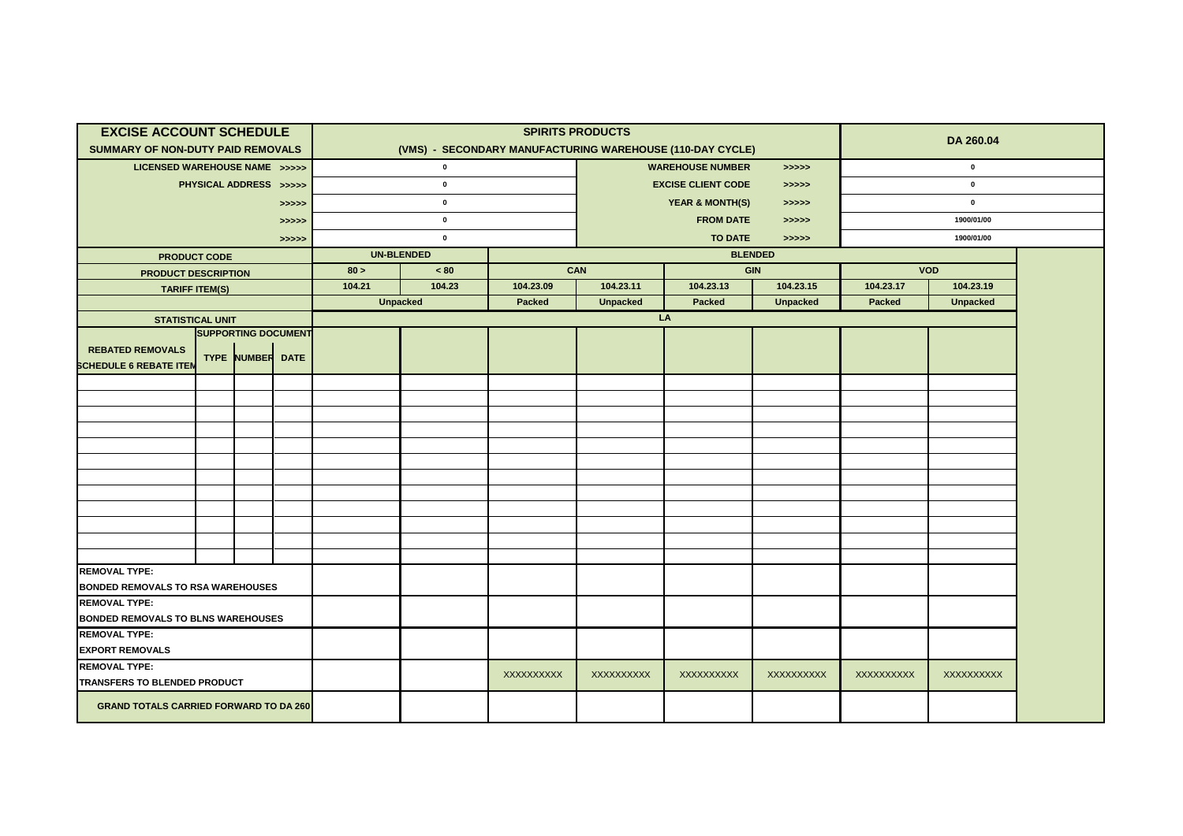| EXCISE ACCOUNT SCHEDULE<br>SUMMARY OF NON-DUTY PAID REMOVALS | | | | SPIRITS PRODUCTS<br>(VMS) - SECONDARY MANUFACTURING WAREHOUSE (110-DAY CYCLE) | | | | | | DA 260.04 | |
|---|---|---|---|---|---|---|---|---|---|---|---|
| LICENSED WAREHOUSE NAME >>>>> | | | | 0 | | | WAREHOUSE NUMBER >>>>> | | | 0 | |
| PHYSICAL ADDRESS >>>>> | | | | 0 | | | EXCISE CLIENT CODE >>>>> | | | 0 | |
| >>>>> | | | | 0 | | | YEAR & MONTH(S) >>>>> | | | 0 | |
| >>>>> | | | | 0 | | | FROM DATE >>>>> | | | 1900/01/00 | |
| >>>>> | | | | 0 | | | TO DATE >>>>> | | | 1900/01/00 | |
| PRODUCT CODE | | | | UN-BLENDED | | BLENDED | | | | | |
| PRODUCT DESCRIPTION | | | | 80 > | < 80 | CAN | | GIN | | VOD | |
| TARIFF ITEM(S) | | | | 104.21 | 104.23 | 104.23.09 | 104.23.11 | 104.23.13 | 104.23.15 | 104.23.17 | 104.23.19 |
| | | | | Unpacked | | Packed | Unpacked | Packed | Unpacked | Packed | Unpacked |
| STATISTICAL UNIT | | | | LA | | | | | | | |
| REBATED REMOVALS<br>SCHEDULE 6 REBATE ITEM | SUPPORTING DOCUMENT TYPE | NUMBER | DATE | | | | | | | | |
| | | | | | | | | | | | |
| | | | | | | | | | | | |
| | | | | | | | | | | | |
| | | | | | | | | | | | |
| | | | | | | | | | | | |
| | | | | | | | | | | | |
| | | | | | | | | | | | |
| | | | | | | | | | | | |
| | | | | | | | | | | | |
| | | | | | | | | | | | |
| | | | | | | | | | | | |
| | | | | | | | | | | | |
| REMOVAL TYPE:<br>BONDED REMOVALS TO RSA WAREHOUSES | | | | | | | | | | | |
| REMOVAL TYPE:<br>BONDED REMOVALS TO BLNS WAREHOUSES | | | | | | | | | | | |
| REMOVAL TYPE:<br>EXPORT REMOVALS | | | | | | | | | | | |
| REMOVAL TYPE:<br>TRANSFERS TO BLENDED PRODUCT | | | | | | XXXXXXXXX | XXXXXXXXX | XXXXXXXXX | XXXXXXXXX | XXXXXXXXX | XXXXXXXXX |
| GRAND TOTALS CARRIED FORWARD TO DA 260 | | | | | | | | | | | |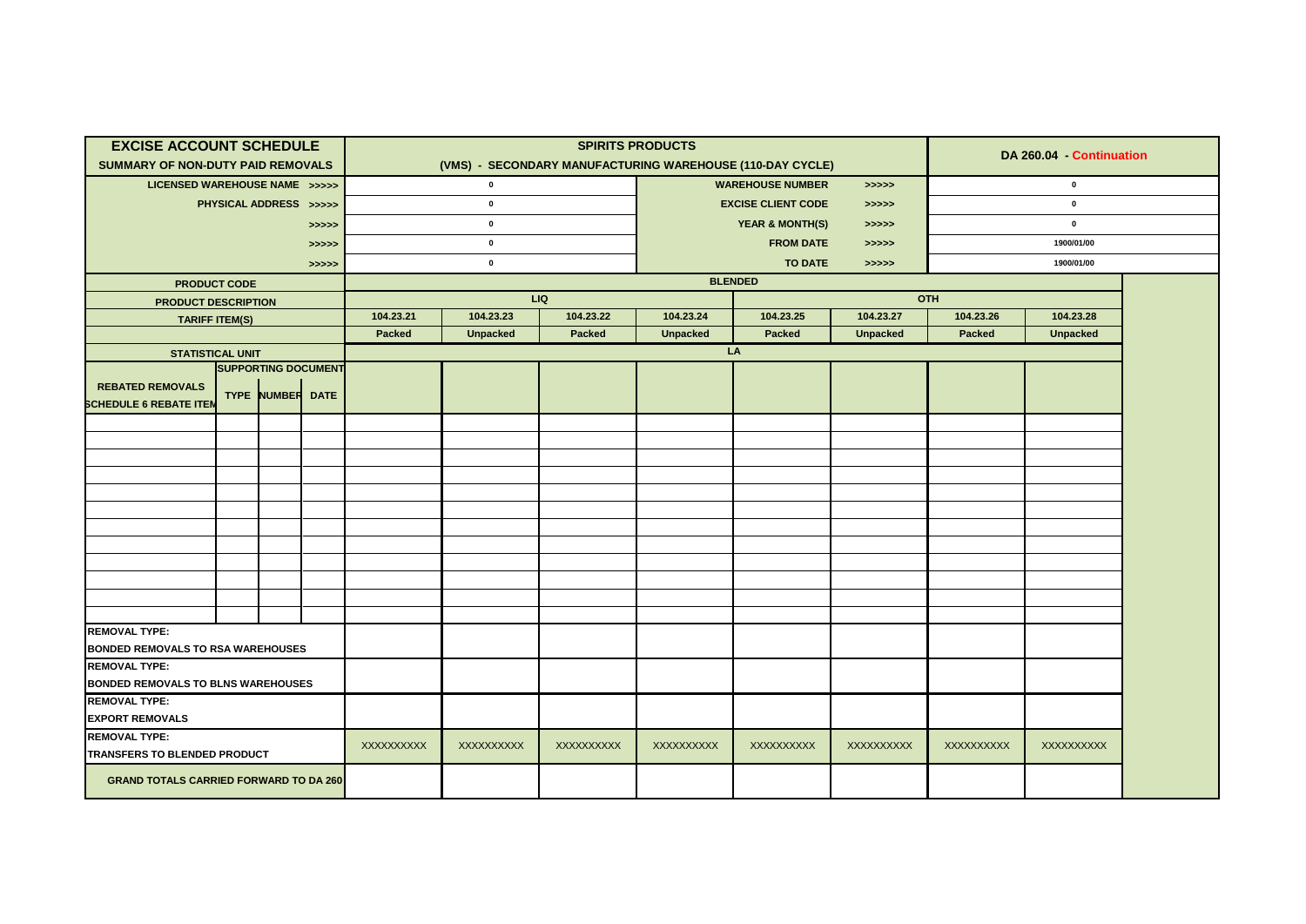| EXCISE ACCOUNT SCHEDULE<br>SUMMARY OF NON-DUTY PAID REMOVALS | | | | SPIRITS PRODUCTS<br>(VMS) - SECONDARY MANUFACTURING WAREHOUSE (110-DAY CYCLE) | | | | | | DA 260.04 - Continuation | |
|---|---|---|---|---|---|---|---|---|---|---|---|
| LICENSED WAREHOUSE NAME >>>>> | | | | 0 | | | | WAREHOUSE NUMBER >>>>> | | 0 | |
| PHYSICAL ADDRESS >>>>> | | | | 0 | | | | EXCISE CLIENT CODE >>>>> | | 0 | |
| >>>>> | | | | 0 | | | | YEAR & MONTH(S) >>>>> | | 0 | |
| >>>>> | | | | 0 | | | | FROM DATE >>>>> | | 1900/01/00 | |
| >>>>> | | | | 0 | | | | TO DATE >>>>> | | 1900/01/00 | |
| PRODUCT CODE | | | | BLENDED | | | | | | | |
| PRODUCT DESCRIPTION | | | | LIQ | | | | OTH | | | |
| TARIFF ITEM(S) | | | | 104.23.21 | 104.23.23 | 104.23.22 | 104.23.24 | 104.23.25 | 104.23.27 | 104.23.26 | 104.23.28 |
| | | | | Packed | Unpacked | Packed | Unpacked | Packed | Unpacked | Packed | Unpacked |
| STATISTICAL UNIT | | | | LA | | | | | | | |
| REBATED REMOVALS<br>SCHEDULE 6 REBATE ITEM | SUPPORTING DOCUMENT | | | | | | | | | | |
| | TYPE | NUMBER | DATE | | | | | | | | |
| | | | | | | | | | | | |
| | | | | | | | | | | | |
| | | | | | | | | | | | |
| | | | | | | | | | | | |
| | | | | | | | | | | | |
| | | | | | | | | | | | |
| | | | | | | | | | | | |
| | | | | | | | | | | | |
| | | | | | | | | | | | |
| | | | | | | | | | | | |
| | | | | | | | | | | | |
| | | | | | | | | | | | |
| REMOVAL TYPE:<br>BONDED REMOVALS TO RSA WAREHOUSES | | | | | | | | | | | |
| REMOVAL TYPE:<br>BONDED REMOVALS TO BLNS WAREHOUSES | | | | | | | | | | | |
| REMOVAL TYPE:<br>EXPORT REMOVALS | | | | | | | | | | | |
| REMOVAL TYPE:<br>TRANSFERS TO BLENDED PRODUCT | | | | XXXXXXXXXX | XXXXXXXXXX | XXXXXXXXXX | XXXXXXXXXX | XXXXXXXXXX | XXXXXXXXXX | XXXXXXXXXX | XXXXXXXXXX |
| GRAND TOTALS CARRIED FORWARD TO DA 260 | | | | | | | | | | | |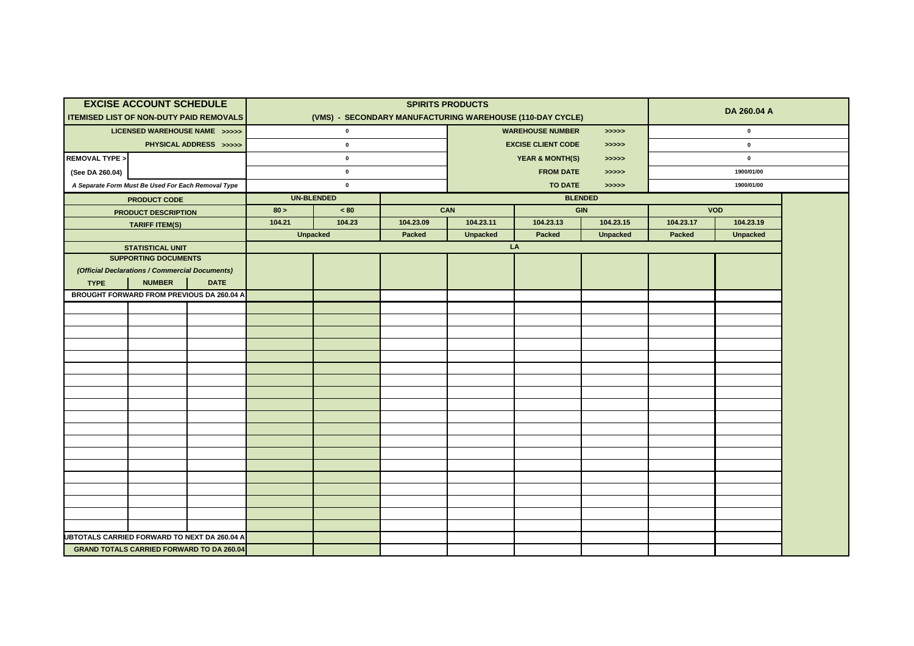| EXCISE ACCOUNT SCHEDULE<br>ITEMISED LIST OF NON-DUTY PAID REMOVALS | | | SPIRITS PRODUCTS<br>(VMS) - SECONDARY MANUFACTURING WAREHOUSE (110-DAY CYCLE) | | | | | | DA 260.04 A | | |
|---|---|---|---|---|---|---|---|---|---|---|---|
| LICENSED WAREHOUSE NAME >>>>> | | | 0 | | | WAREHOUSE NUMBER | >>>>> | | 0 | | |
| PHYSICAL ADDRESS >>>>> | | | 0 | | | EXCISE CLIENT CODE | >>>>> | | 0 | | |
| REMOVAL TYPE > | | | 0 | | | YEAR & MONTH(S) | >>>>> | | 0 | | |
| (See DA 260.04) | | | 0 | | | FROM DATE | >>>>> | | 1900/01/00 | | |
| *A Separate Form Must Be Used For Each Removal Type* | | | 0 | | | TO DATE | >>>>> | | 1900/01/00 | | |
| PRODUCT CODE | | | UN-BLENDED | | BLENDED | | | | | | |
| PRODUCT DESCRIPTION | | | 80 > | < 80 | CAN | | GIN | | VOD | | |
| TARIFF ITEM(S) | | | 104.21 | 104.23 | 104.23.09 | 104.23.11 | 104.23.13 | 104.23.15 | 104.23.17 | 104.23.19 | |
| | | | Unpacked | | Packed | Unpacked | Packed | Unpacked | Packed | Unpacked | |
| STATISTICAL UNIT | | | LA | | | | | | | | |
| SUPPORTING DOCUMENTS<br>*(Official Declarations / Commercial Documents)* | | | | | | | | | | | |
| TYPE | NUMBER | DATE | | | | | | | | | |
| BROUGHT FORWARD FROM PREVIOUS DA 260.04 A | | | | | | | | | | | |
| | | | | | | | | | | | |
| | | | | | | | | | | | |
| | | | | | | | | | | | |
| | | | | | | | | | | | |
| | | | | | | | | | | | |
| | | | | | | | | | | | |
| | | | | | | | | | | | |
| | | | | | | | | | | | |
| | | | | | | | | | | | |
| | | | | | | | | | | | |
| | | | | | | | | | | | |
| | | | | | | | | | | | |
| | | | | | | | | | | | |
| | | | | | | | | | | | |
| | | | | | | | | | | | |
| | | | | | | | | | | | |
| | | | | | | | | | | | |
| | | | | | | | | | | | |
| | | | | | | | | | | | |
| UBTOTALS CARRIED FORWARD TO NEXT DA 260.04 A | | | | | | | | | | | |
| GRAND TOTALS CARRIED FORWARD TO DA 260.04 | | | | | | | | | | | |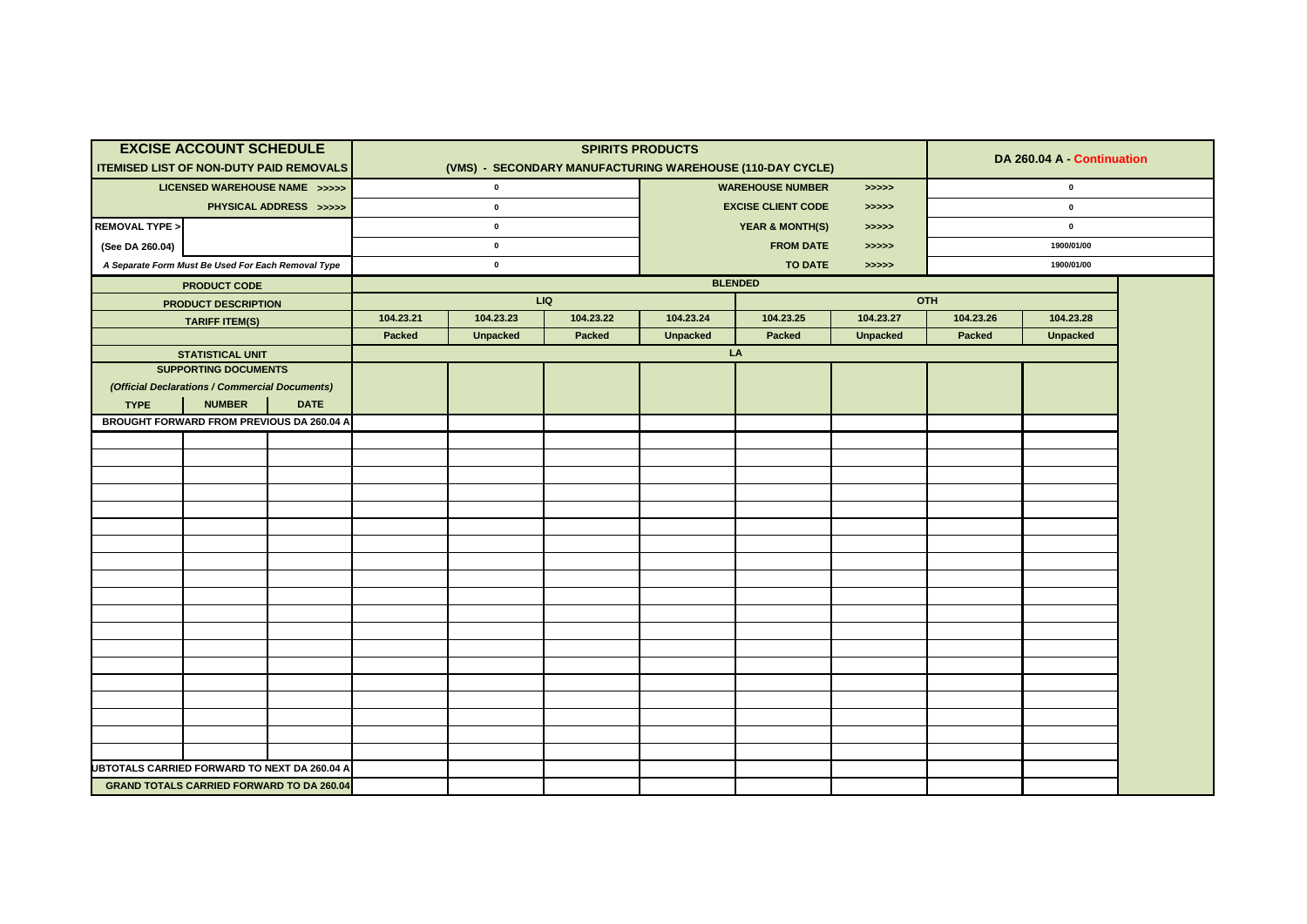| EXCISE ACCOUNT SCHEDULE<br>ITEMISED LIST OF NON-DUTY PAID REMOVALS | | | SPIRITS PRODUCTS<br>(VMS) - SECONDARY MANUFACTURING WAREHOUSE (110-DAY CYCLE) | | | | | | DA 260.04 A - Continuation | |
|---|---|---|---|---|---|---|---|---|---|---|
| LICENSED WAREHOUSE NAME >>>>> | | | 0 | | | WAREHOUSE NUMBER | | >>>>> | 0 | |
| PHYSICAL ADDRESS >>>>> | | | 0 | | | EXCISE CLIENT CODE | | >>>>> | 0 | |
| REMOVAL TYPE > | | | 0 | | | YEAR & MONTH(S) | | >>>>> | 0 | |
| (See DA 260.04) | | | 0 | | | FROM DATE | | >>>>> | 1900/01/00 | |
| *A Separate Form Must Be Used For Each Removal Type* | | | 0 | | | TO DATE | | >>>>> | 1900/01/00 | |
| PRODUCT CODE | | | BLENDED | | | | | | | |
| PRODUCT DESCRIPTION | | | LIQ | | | | OTH | | | |
| TARIFF ITEM(S) | | | 104.23.21 | 104.23.23 | 104.23.22 | 104.23.24 | 104.23.25 | 104.23.27 | 104.23.26 | 104.23.28 |
| | | | Packed | Unpacked | Packed | Unpacked | Packed | Unpacked | Packed | Unpacked |
| STATISTICAL UNIT | | | LA | | | | | | | |
| SUPPORTING DOCUMENTS<br>*(Official Declarations / Commercial Documents)* | | | | | | | | | | |
| TYPE | NUMBER | DATE | | | | | | | | |
| BROUGHT FORWARD FROM PREVIOUS DA 260.04 A | | | | | | | | | | |
| | | | | | | | | | | |
| | | | | | | | | | | |
| | | | | | | | | | | |
| | | | | | | | | | | |
| | | | | | | | | | | |
| | | | | | | | | | | |
| | | | | | | | | | | |
| | | | | | | | | | | |
| | | | | | | | | | | |
| | | | | | | | | | | |
| | | | | | | | | | | |
| | | | | | | | | | | |
| | | | | | | | | | | |
| | | | | | | | | | | |
| | | | | | | | | | | |
| | | | | | | | | | | |
| | | | | | | | | | | |
| | | | | | | | | | | |
| | | | | | | | | | | |
| SUBTOTALS CARRIED FORWARD TO NEXT DA 260.04 A | | | | | | | | | | |
| GRAND TOTALS CARRIED FORWARD TO DA 260.04 | | | | | | | | | | |